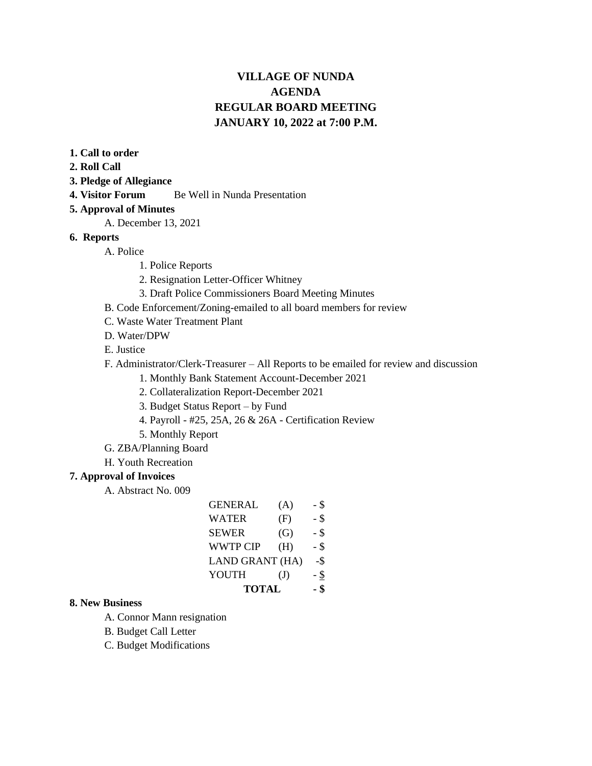# VILLAGE OF NUNDA
# AGENDA
# REGULAR BOARD MEETING
# JANUARY 10, 2022 at 7:00 P.M.

**1. Call to order**

**2. Roll Call**

**3. Pledge of Allegiance**

**4. Visitor Forum** Be Well in Nunda Presentation

**5. Approval of Minutes**

- A. December 13, 2021

**6. Reports**

- A. Police
  1. Police Reports
  2. Resignation Letter-Officer Whitney
  3. Draft Police Commissioners Board Meeting Minutes
- B. Code Enforcement/Zoning-emailed to all board members for review
- C. Waste Water Treatment Plant
- D. Water/DPW
- E. Justice
- F. Administrator/Clerk-Treasurer – All Reports to be emailed for review and discussion
  1. Monthly Bank Statement Account-December 2021
  2. Collateralization Report-December 2021
  3. Budget Status Report – by Fund
  4. Payroll - #25, 25A, 26 & 26A - Certification Review
  5. Monthly Report
- G. ZBA/Planning Board
- H. Youth Recreation

**7. Approval of Invoices**

- A. Abstract No. 009

| | | |
|---|---|---|
| GENERAL | (A) | - $ |
| WATER | (F) | - $ |
| SEWER | (G) | - $ |
| WWTP CIP | (H) | - $ |
| LAND GRANT (HA) | | -$ |
| YOUTH | (J) | - $ |
| **TOTAL** | | **- $** |

**8. New Business**

- A. Connor Mann resignation
- B. Budget Call Letter
- C. Budget Modifications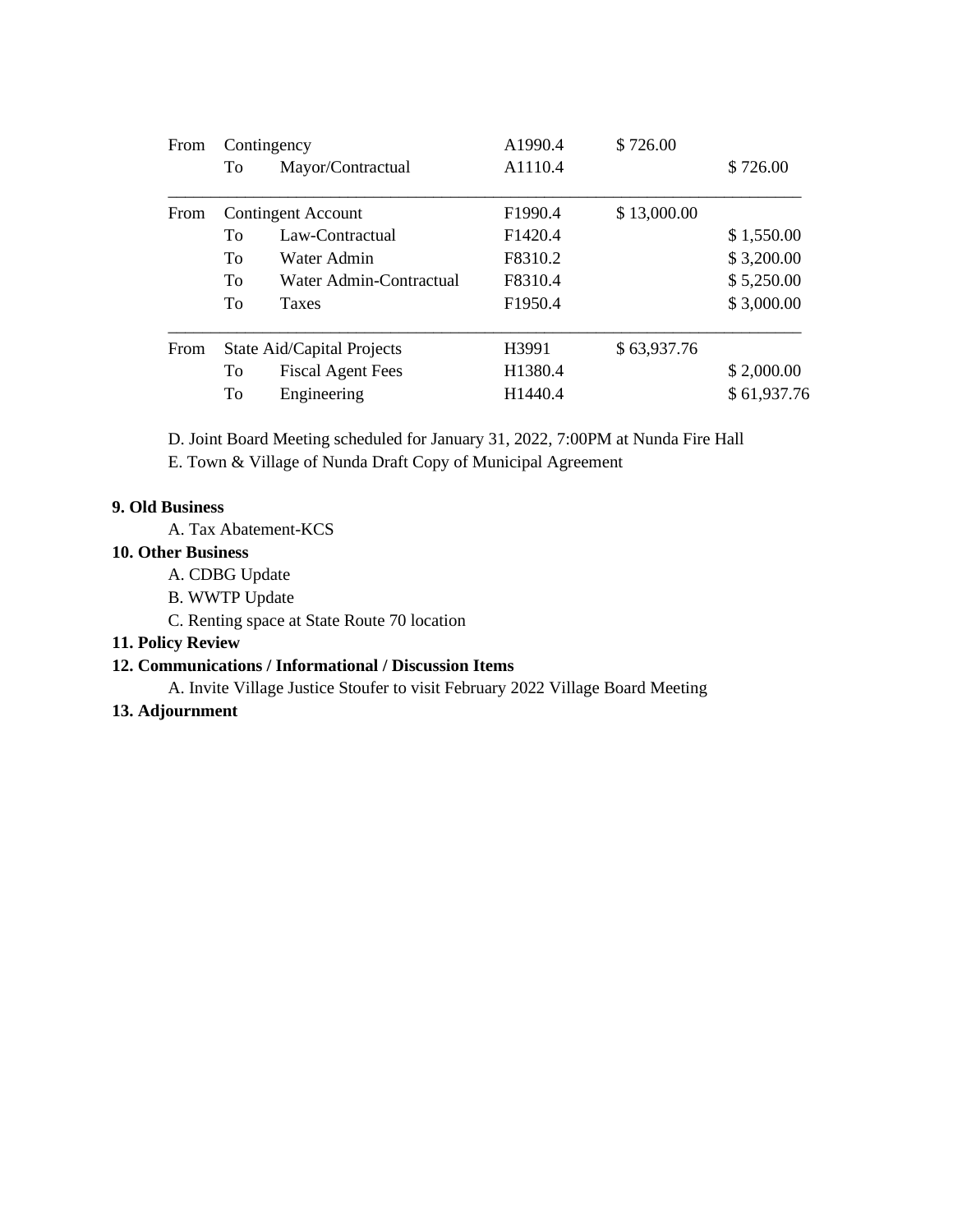| | | | | | |
|---|---|---|---|---|---|
| From | Contingency | | A1990.4 | $ 726.00 | |
| | To | Mayor/Contractual | A1110.4 | | $ 726.00 |
| From | Contingent Account | | F1990.4 | $ 13,000.00 | |
| | To | Law-Contractual | F1420.4 | | $ 1,550.00 |
| | To | Water Admin | F8310.2 | | $ 3,200.00 |
| | To | Water Admin-Contractual | F8310.4 | | $ 5,250.00 |
| | To | Taxes | F1950.4 | | $ 3,000.00 |
| From | State Aid/Capital Projects | | H3991 | $ 63,937.76 | |
| | To | Fiscal Agent Fees | H1380.4 | | $ 2,000.00 |
| | To | Engineering | H1440.4 | | $ 61,937.76 |

D. Joint Board Meeting scheduled for January 31, 2022, 7:00PM at Nunda Fire Hall

E. Town & Village of Nunda Draft Copy of Municipal Agreement

**9. Old Business**

A. Tax Abatement-KCS

**10. Other Business**

A. CDBG Update

B. WWTP Update

C. Renting space at State Route 70 location

**11. Policy Review**

**12. Communications / Informational / Discussion Items**

A. Invite Village Justice Stoufer to visit February 2022 Village Board Meeting

**13. Adjournment**